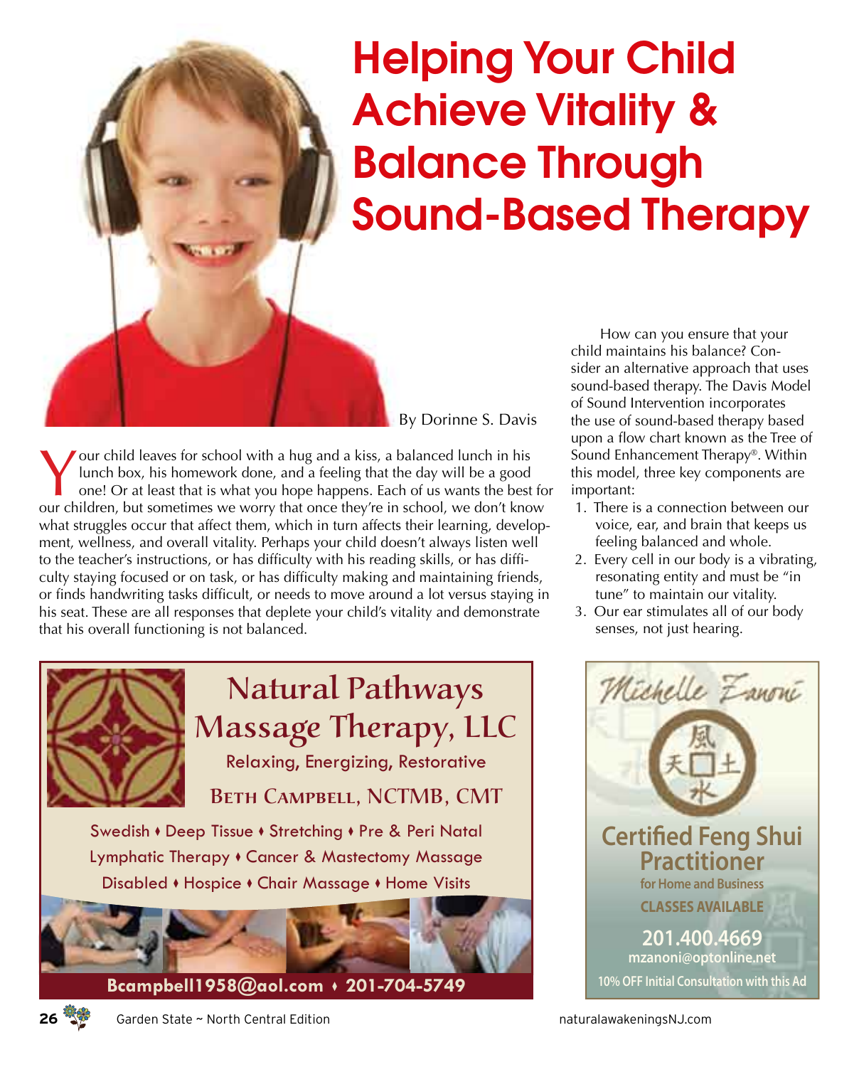# Helping Your Child Achieve Vitality & Balance Through Sound-Based Therapy

By Dorinne S. Davis

Your child leaves for school with a hug and a kiss, a balanced lunch in his lunch box, his homework done, and a feeling that the day will be a good one! Or at least that is what you hope happens. Each of us wants the best for our children, but sometimes we worry that once they're in school, we don't know what struggles occur that affect them, which in turn affects their learning, development, wellness, and overall vitality. Perhaps your child doesn't always listen well to the teacher's instructions, or has difficulty with his reading skills, or has difficulty staying focused or on task, or has difficulty making and maintaining friends, or finds handwriting tasks difficult, or needs to move around a lot versus staying in his seat. These are all responses that deplete your child's vitality and demonstrate that his overall functioning is not balanced.

How can you ensure that your child maintains his balance? Consider an alternative approach that uses sound-based therapy. The Davis Model of Sound Intervention incorporates the use of sound-based therapy based upon a flow chart known as the Tree of Sound Enhancement Therapy®. Within this model, three key components are important:

1. There is a connection between our voice, ear, and brain that keeps us feeling balanced and whole.
2. Every cell in our body is a vibrating, resonating entity and must be "in tune" to maintain our vitality.
3. Our ear stimulates all of our body senses, not just hearing.

---

**Natural Pathways Massage Therapy, LLC**

Relaxing, Energizing, Restorative

BETH CAMPBELL, NCTMB, CMT

Swedish ♦ Deep Tissue ♦ Stretching ♦ Pre & Peri Natal
Lymphatic Therapy ♦ Cancer & Mastectomy Massage
Disabled ♦ Hospice ♦ Chair Massage ♦ Home Visits

Bcampbell1958@aol.com ♦ 201-704-5749

---

*Michelle Zanoni*

**Certified Feng Shui Practitioner**
for Home and Business

CLASSES AVAILABLE

201.400.4669
mzanoni@optonline.net

10% OFF Initial Consultation with this Ad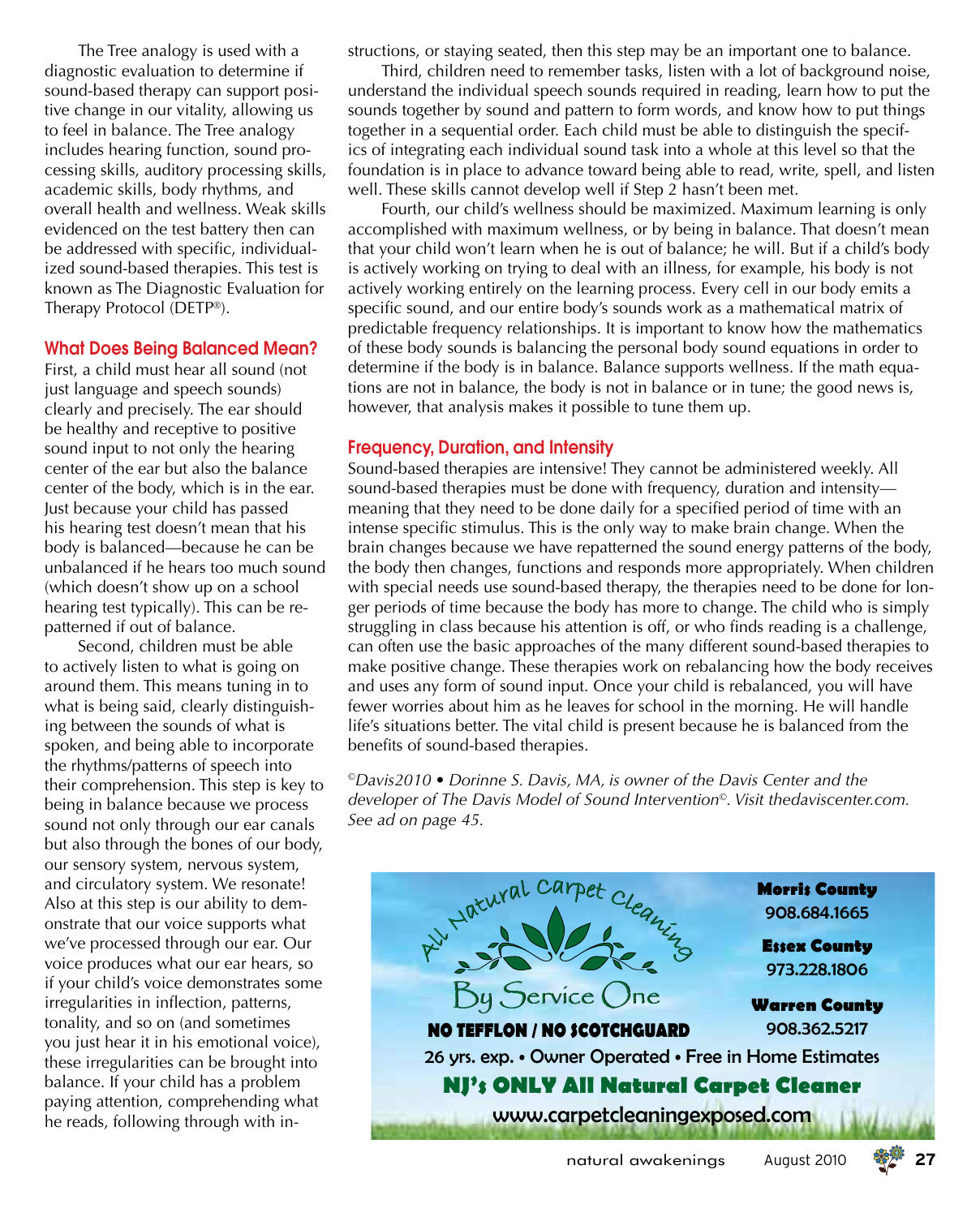The Tree analogy is used with a diagnostic evaluation to determine if sound-based therapy can support positive change in our vitality, allowing us to feel in balance. The Tree analogy includes hearing function, sound processing skills, auditory processing skills, academic skills, body rhythms, and overall health and wellness. Weak skills evidenced on the test battery then can be addressed with specific, individualized sound-based therapies. This test is known as The Diagnostic Evaluation for Therapy Protocol (DETP®).

## What Does Being Balanced Mean?

First, a child must hear all sound (not just language and speech sounds) clearly and precisely. The ear should be healthy and receptive to positive sound input to not only the hearing center of the ear but also the balance center of the body, which is in the ear. Just because your child has passed his hearing test doesn't mean that his body is balanced—because he can be unbalanced if he hears too much sound (which doesn't show up on a school hearing test typically). This can be repatterned if out of balance.

Second, children must be able to actively listen to what is going on around them. This means tuning in to what is being said, clearly distinguishing between the sounds of what is spoken, and being able to incorporate the rhythms/patterns of speech into their comprehension. This step is key to being in balance because we process sound not only through our ear canals but also through the bones of our body, our sensory system, nervous system, and circulatory system. We resonate! Also at this step is our ability to demonstrate that our voice supports what we've processed through our ear. Our voice produces what our ear hears, so if your child's voice demonstrates some irregularities in inflection, patterns, tonality, and so on (and sometimes you just hear it in his emotional voice), these irregularities can be brought into balance. If your child has a problem paying attention, comprehending what he reads, following through with instructions, or staying seated, then this step may be an important one to balance.

Third, children need to remember tasks, listen with a lot of background noise, understand the individual speech sounds required in reading, learn how to put the sounds together by sound and pattern to form words, and know how to put things together in a sequential order. Each child must be able to distinguish the specifics of integrating each individual sound task into a whole at this level so that the foundation is in place to advance toward being able to read, write, spell, and listen well. These skills cannot develop well if Step 2 hasn't been met.

Fourth, our child's wellness should be maximized. Maximum learning is only accomplished with maximum wellness, or by being in balance. That doesn't mean that your child won't learn when he is out of balance; he will. But if a child's body is actively working on trying to deal with an illness, for example, his body is not actively working entirely on the learning process. Every cell in our body emits a specific sound, and our entire body's sounds work as a mathematical matrix of predictable frequency relationships. It is important to know how the mathematics of these body sounds is balancing the personal body sound equations in order to determine if the body is in balance. Balance supports wellness. If the math equations are not in balance, the body is not in balance or in tune; the good news is, however, that analysis makes it possible to tune them up.

## Frequency, Duration, and Intensity

Sound-based therapies are intensive! They cannot be administered weekly. All sound-based therapies must be done with frequency, duration and intensity—meaning that they need to be done daily for a specified period of time with an intense specific stimulus. This is the only way to make brain change. When the brain changes because we have repatterned the sound energy patterns of the body, the body then changes, functions and responds more appropriately. When children with special needs use sound-based therapy, the therapies need to be done for longer periods of time because the body has more to change. The child who is simply struggling in class because his attention is off, or who finds reading is a challenge, can often use the basic approaches of the many different sound-based therapies to make positive change. These therapies work on rebalancing how the body receives and uses any form of sound input. Once your child is rebalanced, you will have fewer worries about him as he leaves for school in the morning. He will handle life's situations better. The vital child is present because he is balanced from the benefits of sound-based therapies.

*©Davis2010 • Dorinne S. Davis, MA, is owner of the Davis Center and the developer of The Davis Model of Sound Intervention©. Visit thedaviscenter.com. See ad on page 45.*

All Natural Carpet Cleaning

By Service One

NO TEFFLON / NO SCOTCHGUARD

**Morris County** 908.684.1665

**Essex County** 973.228.1806

**Warren County** 908.362.5217

26 yrs. exp. • Owner Operated • Free in Home Estimates

**NJ's ONLY All Natural Carpet Cleaner**

www.carpetcleaningexposed.com